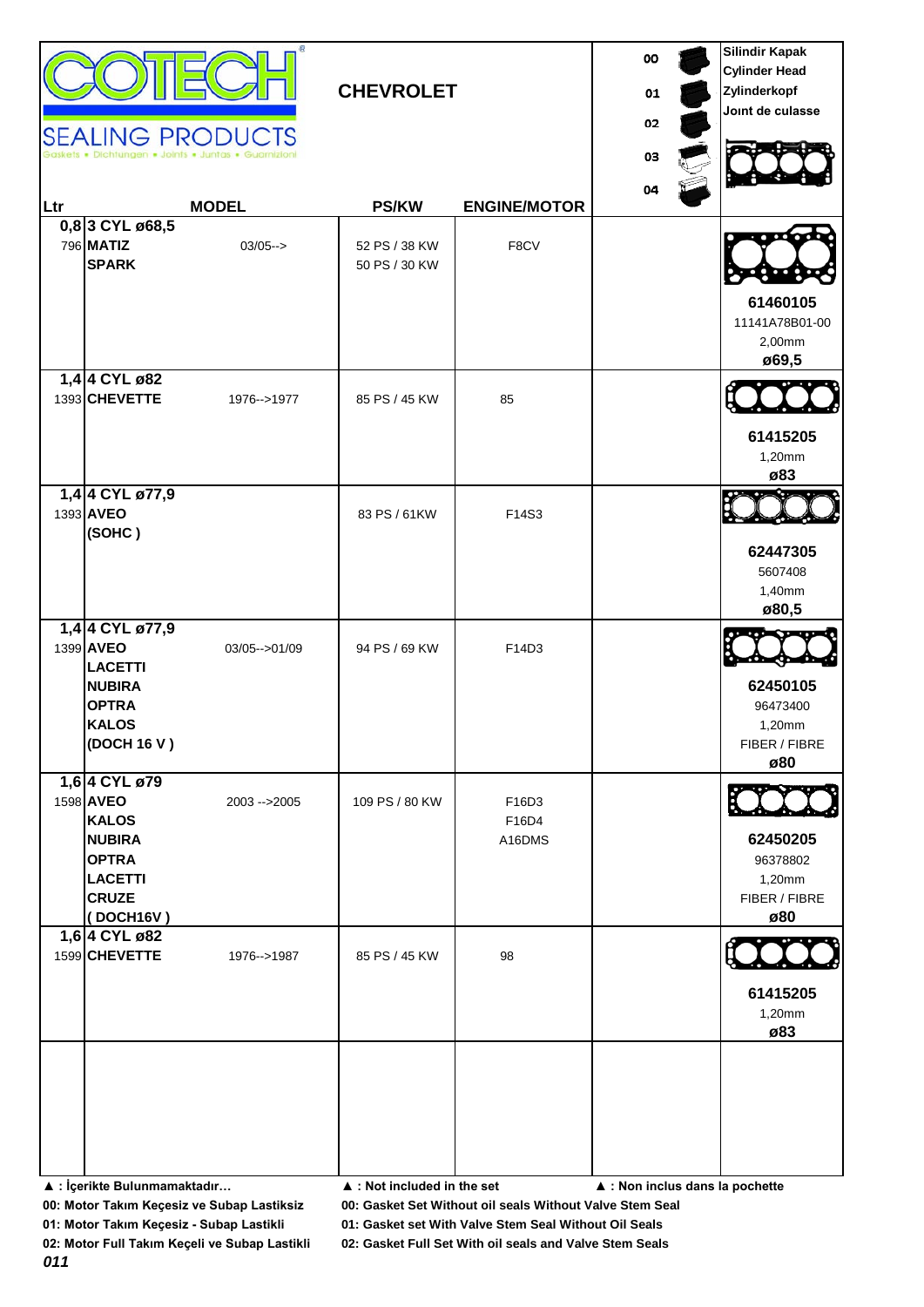# COTECH SEALING PRODUCTS

Gaskets • Dichtungen • Joints • Juntas • Guarnizioni

## CHEVROLET

| 00 | 01 | 02 | 03 | 04 |
|---|---|---|---|---|

**Silindir Kapak / Cylinder Head / Zylinderkopf / Joınt de culasse**

| Ltr | | MODEL | | PS/KW | ENGINE/MOTOR | | Silindir Kapak |
|---|---|---|---|---|---|---|---|
| 0,8 | 3 CYL ø68,5 | | | | | | |
| 796 | **MATIZ** <br> **SPARK** | | 03/05--> | 52 PS / 38 KW <br> 50 PS / 30 KW | F8CV | | **61460105** <br> 11141A78B01-00 <br> 2,00mm <br> **ø69,5** |
| 1,4 | 4 CYL ø82 | | | | | | |
| 1393 | **CHEVETTE** | | 1976-->1977 | 85 PS / 45 KW | 85 | | **61415205** <br> 1,20mm <br> **ø83** |
| 1,4 | 4 CYL ø77,9 | | | | | | |
| 1393 | **AVEO** <br> **(SOHC )** | | | 83 PS / 61KW | F14S3 | | **62447305** <br> 5607408 <br> 1,40mm <br> **ø80,5** |
| 1,4 | 4 CYL ø77,9 | | | | | | |
| 1399 | **AVEO** <br> **LACETTI** <br> **NUBIRA** <br> **OPTRA** <br> **KALOS** <br> **(DOCH 16 V )** | | 03/05-->01/09 | 94 PS / 69 KW | F14D3 | | **62450105** <br> 96473400 <br> 1,20mm <br> FIBER / FIBRE <br> **ø80** |
| 1,6 | 4 CYL ø79 | | | | | | |
| 1598 | **AVEO** <br> **KALOS** <br> **NUBIRA** <br> **OPTRA** <br> **LACETTI** <br> **CRUZE** <br> **( DOCH16V )** | | 2003 -->2005 | 109 PS / 80 KW | F16D3 <br> F16D4 <br> A16DMS | | **62450205** <br> 96378802 <br> 1,20mm <br> FIBER / FIBRE <br> **ø80** |
| 1,6 | 4 CYL ø82 | | | | | | |
| 1599 | **CHEVETTE** | | 1976-->1987 | 85 PS / 45 KW | 98 | | **61415205** <br> 1,20mm <br> **ø83** |

**▲ : İçerikte Bulunmamaktadır…** **▲ : Not included in the set** **▲ : Non inclus dans la pochette**

**00: Motor Takım Keçesiz ve Subap Lastiksiz** **00: Gasket Set Without oil seals Without Valve Stem Seal**

**01: Motor Takım Keçesiz - Subap Lastikli** **01: Gasket set With Valve Stem Seal Without Oil Seals**

**02: Motor Full Takım Keçeli ve Subap Lastikli** **02: Gasket Full Set With oil seals and Valve Stem Seals**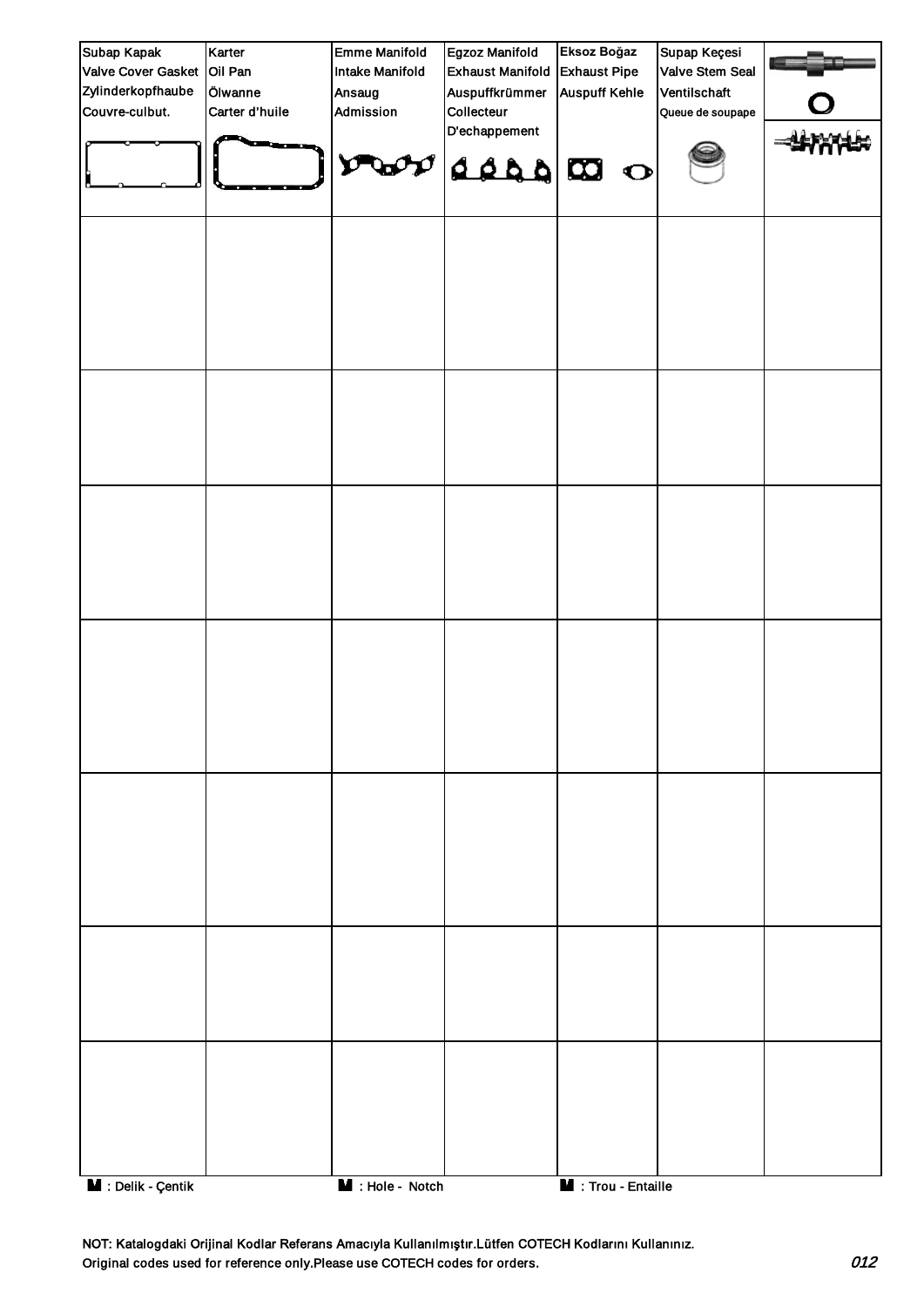| Subap Kapak<br>Valve Cover Gasket<br>Zylinderkopfhaube<br>Couvre-culbut. | Karter<br>Oil Pan<br>Ölwanne<br>Carter d'huile | Emme Manifold<br>Intake Manifold<br>Ansaug<br>Admission | Egzoz Manifold<br>Exhaust Manifold<br>Auspuffkrümmer<br>Collecteur<br>D'echappement | Eksoz Boğaz<br>Exhaust Pipe<br>Auspuff Kehle | Supap Keçesi<br>Valve Stem Seal<br>Ventilschaft<br>Queue de soupape | |
|---|---|---|---|---|---|---|
| | | | | | | |
| | | | | | | |
| | | | | | | |
| | | | | | | |
| | | | | | | |
| | | | | | | |
| | | | | | | |

: Delik - Çentik　　: Hole - Notch　　: Trou - Entaille

NOT: Katalogdaki Orijinal Kodlar Referans Amacıyla Kullanılmıştır.Lütfen COTECH Kodlarını Kullanınız.
Original codes used for reference only.Please use COTECH codes for orders.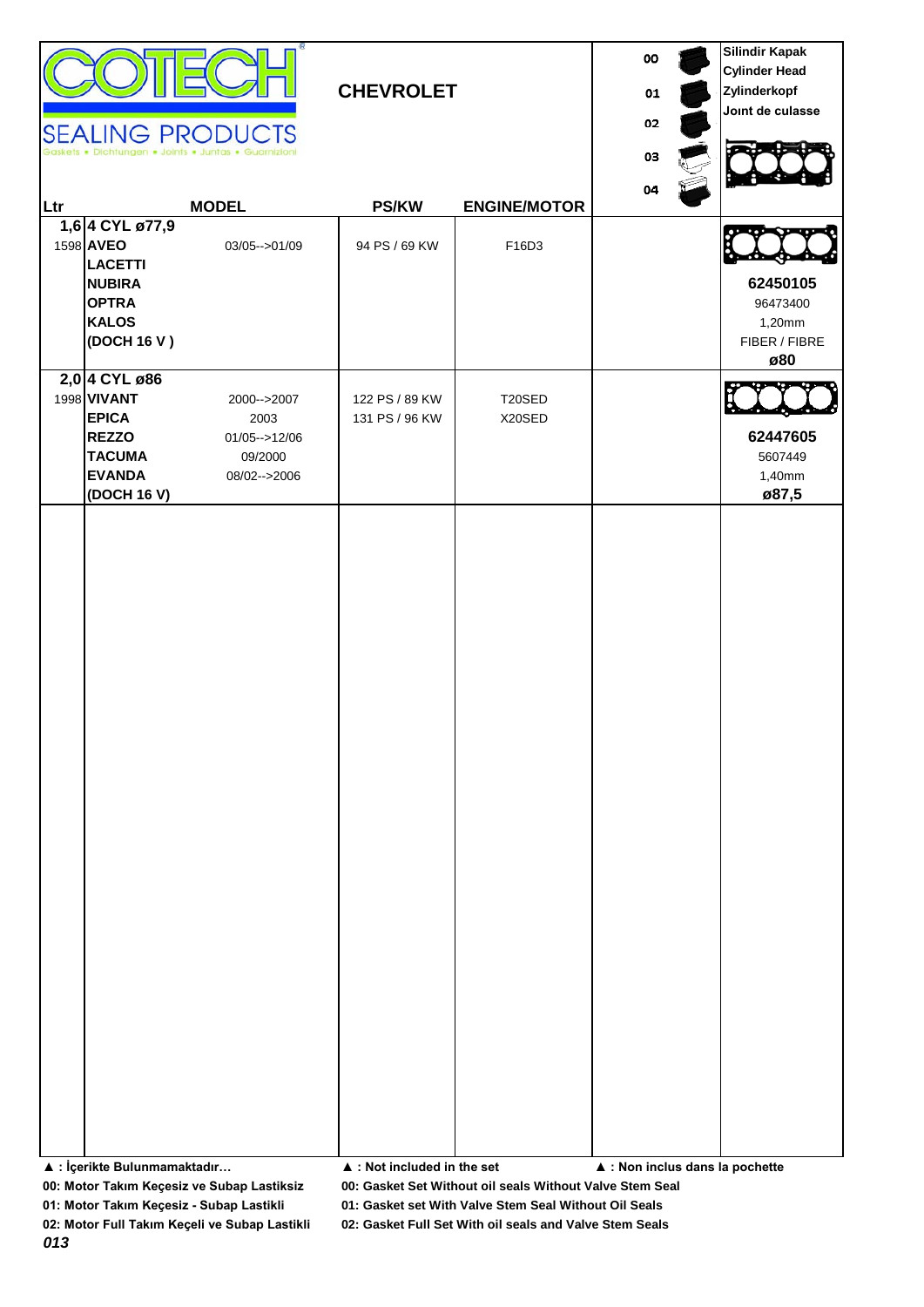# CHEVROLET

**SEALING PRODUCTS**

Gaskets • Dichtungen • Joints • Juntas • Guarnizioni

| Ltr | MODEL | | PS/KW | ENGINE/MOTOR | 00 / 01 / 02 / 03 / 04 | Silindir Kapak / Cylinder Head / Zylinderkopf / Joınt de culasse |
|---|---|---|---|---|---|---|
| 1,6 | **4 CYL ø77,9** | | | | | |
| 1598 | **AVEO** | 03/05-->01/09 | 94 PS / 69 KW | F16D3 | | |
| | **LACETTI** | | | | | |
| | **NUBIRA** | | | | | **62450105** |
| | **OPTRA** | | | | | 96473400 |
| | **KALOS** | | | | | 1,20mm |
| | **(DOCH 16 V )** | | | | | FIBER / FIBRE |
| | | | | | | **ø80** |
| 2,0 | **4 CYL ø86** | | | | | |
| 1998 | **VIVANT** | 2000-->2007 | 122 PS / 89 KW | T20SED | | |
| | **EPICA** | 2003 | 131 PS / 96 KW | X20SED | | |
| | **REZZO** | 01/05-->12/06 | | | | **62447605** |
| | **TACUMA** | 09/2000 | | | | 5607449 |
| | **EVANDA** | 08/02-->2006 | | | | 1,40mm |
| | **(DOCH 16 V)** | | | | | **ø87,5** |

**▲ : İçerikte Bulunmamaktadır…** **▲ : Not included in the set** **▲ : Non inclus dans la pochette**

**00: Motor Takım Keçesiz ve Subap Lastiksiz** **00: Gasket Set Without oil seals Without Valve Stem Seal**

**01: Motor Takım Keçesiz - Subap Lastikli** **01: Gasket set With Valve Stem Seal Without Oil Seals**

**02: Motor Full Takım Keçeli ve Subap Lastikli** **02: Gasket Full Set With oil seals and Valve Stem Seals**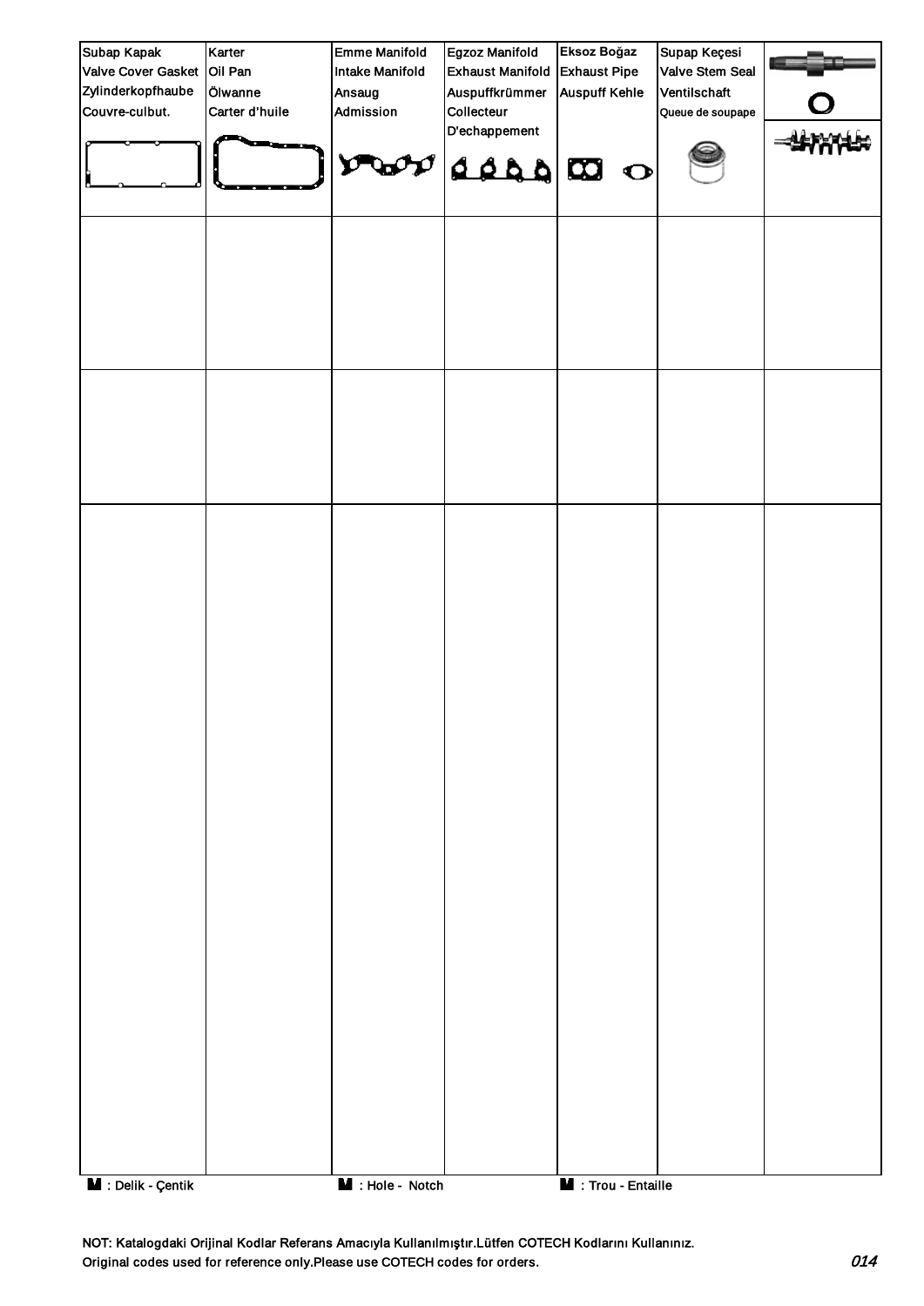| Subap Kapak<br>Valve Cover Gasket<br>Zylinderkopfhaube<br>Couvre-culbut. | Karter<br>Oil Pan<br>Ölwanne<br>Carter d'huile | Emme Manifold<br>Intake Manifold<br>Ansaug<br>Admission | Egzoz Manifold<br>Exhaust Manifold<br>Auspuffkrümmer<br>Collecteur<br>D'echappement | Eksoz Boğaz<br>Exhaust Pipe<br>Auspuff Kehle | Supap Keçesi<br>Valve Stem Seal<br>Ventilschaft<br>Queue de soupape | |
|---|---|---|---|---|---|---|
| | | | | | | |
| | | | | | | |
| | | | | | | |

: Delik - Çentik    : Hole - Notch    : Trou - Entaille

NOT: Katalogdaki Orijinal Kodlar Referans Amacıyla Kullanılmıştır.Lütfen COTECH Kodlarını Kullanınız.
Original codes used for reference only.Please use COTECH codes for orders.